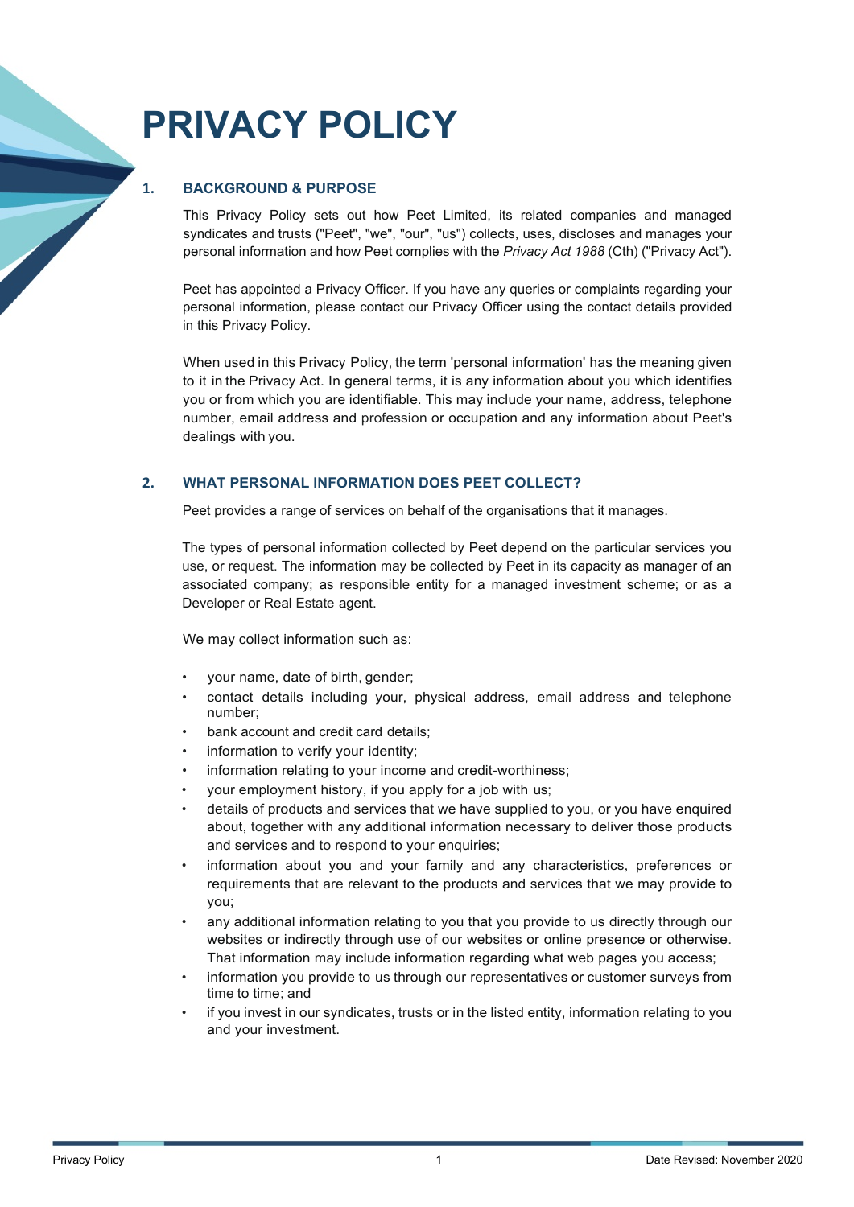# PRIVACY POLICY

## 1. BACKGROUND & PURPOSE

This Privacy Policy sets out how Peet Limited, its related companies and managed syndicates and trusts ("Peet", "we", "our", "us") collects, uses, discloses and manages your personal information and how Peet complies with the *Privacy Act 1988* (Cth) ("Privacy Act").

Peet has appointed a Privacy Officer. If you have any queries or complaints regarding your personal information, please contact our Privacy Officer using the contact details provided in this Privacy Policy.

When used in this Privacy Policy, the term 'personal information' has the meaning given to it in the Privacy Act. In general terms, it is any information about you which identifies you or from which you are identifiable. This may include your name, address, telephone number, email address and profession or occupation and any information about Peet's dealings with you.

## 2. WHAT PERSONAL INFORMATION DOES PEET COLLECT?

Peet provides a range of services on behalf of the organisations that it manages.

The types of personal information collected by Peet depend on the particular services you use, or request. The information may be collected by Peet in its capacity as manager of an associated company; as responsible entity for a managed investment scheme; or as a Developer or Real Estate agent.

We may collect information such as:

- your name, date of birth, gender;
- contact details including your, physical address, email address and telephone number;
- bank account and credit card details;
- information to verify your identity;
- information relating to your income and credit-worthiness;
- your employment history, if you apply for a job with us;
- details of products and services that we have supplied to you, or you have enquired about, together with any additional information necessary to deliver those products and services and to respond to your enquiries;
- information about you and your family and any characteristics, preferences or requirements that are relevant to the products and services that we may provide to you;
- any additional information relating to you that you provide to us directly through our websites or indirectly through use of our websites or online presence or otherwise. That information may include information regarding what web pages you access;
- information you provide to us through our representatives or customer surveys from time to time; and
- if you invest in our syndicates, trusts or in the listed entity, information relating to you and your investment.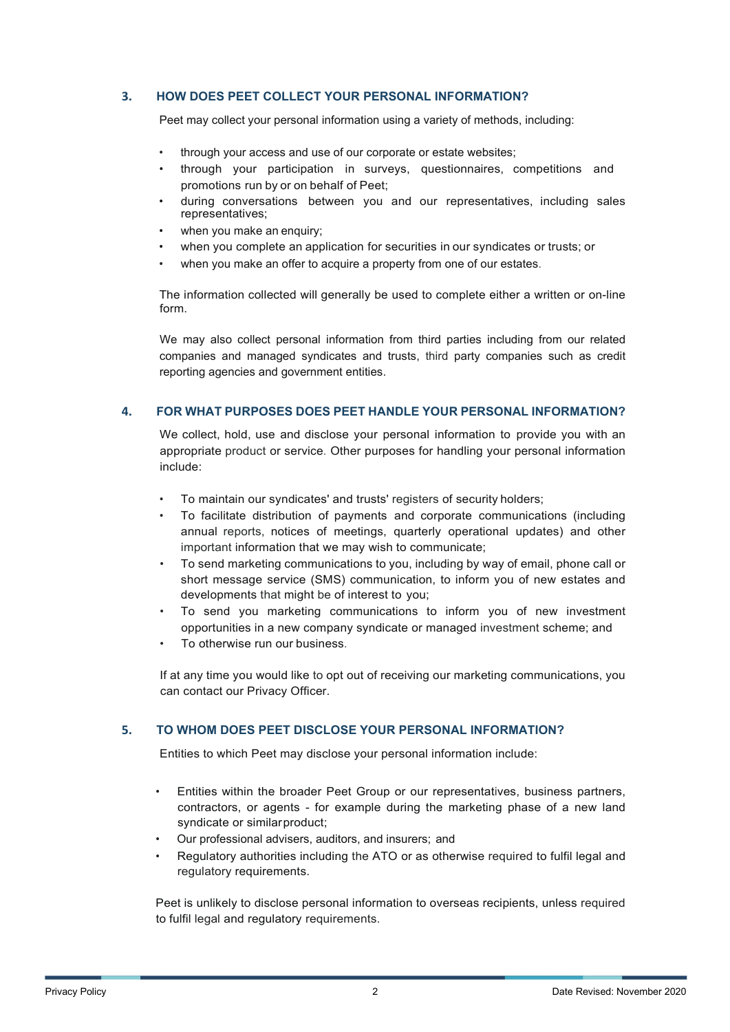## 3. HOW DOES PEET COLLECT YOUR PERSONAL INFORMATION?

Peet may collect your personal information using a variety of methods, including:

- through your access and use of our corporate or estate websites;
- through your participation in surveys, questionnaires, competitions and promotions run by or on behalf of Peet;
- during conversations between you and our representatives, including sales representatives;
- when you make an enquiry;
- when you complete an application for securities in our syndicates or trusts; or
- when you make an offer to acquire a property from one of our estates.

The information collected will generally be used to complete either a written or on-line form.

We may also collect personal information from third parties including from our related companies and managed syndicates and trusts, third party companies such as credit reporting agencies and government entities.

## 4. FOR WHAT PURPOSES DOES PEET HANDLE YOUR PERSONAL INFORMATION?

We collect, hold, use and disclose your personal information to provide you with an appropriate product or service. Other purposes for handling your personal information include:

- To maintain our syndicates' and trusts' registers of security holders;
- To facilitate distribution of payments and corporate communications (including annual reports, notices of meetings, quarterly operational updates) and other important information that we may wish to communicate;
- To send marketing communications to you, including by way of email, phone call or short message service (SMS) communication, to inform you of new estates and developments that might be of interest to you;
- To send you marketing communications to inform you of new investment opportunities in a new company syndicate or managed investment scheme; and
- To otherwise run our business.

If at any time you would like to opt out of receiving our marketing communications, you can contact our Privacy Officer.

## 5. TO WHOM DOES PEET DISCLOSE YOUR PERSONAL INFORMATION?

Entities to which Peet may disclose your personal information include:

- Entities within the broader Peet Group or our representatives, business partners, contractors, or agents - for example during the marketing phase of a new land syndicate or similar product;
- Our professional advisers, auditors, and insurers; and
- Regulatory authorities including the ATO or as otherwise required to fulfil legal and regulatory requirements.

Peet is unlikely to disclose personal information to overseas recipients, unless required to fulfil legal and regulatory requirements.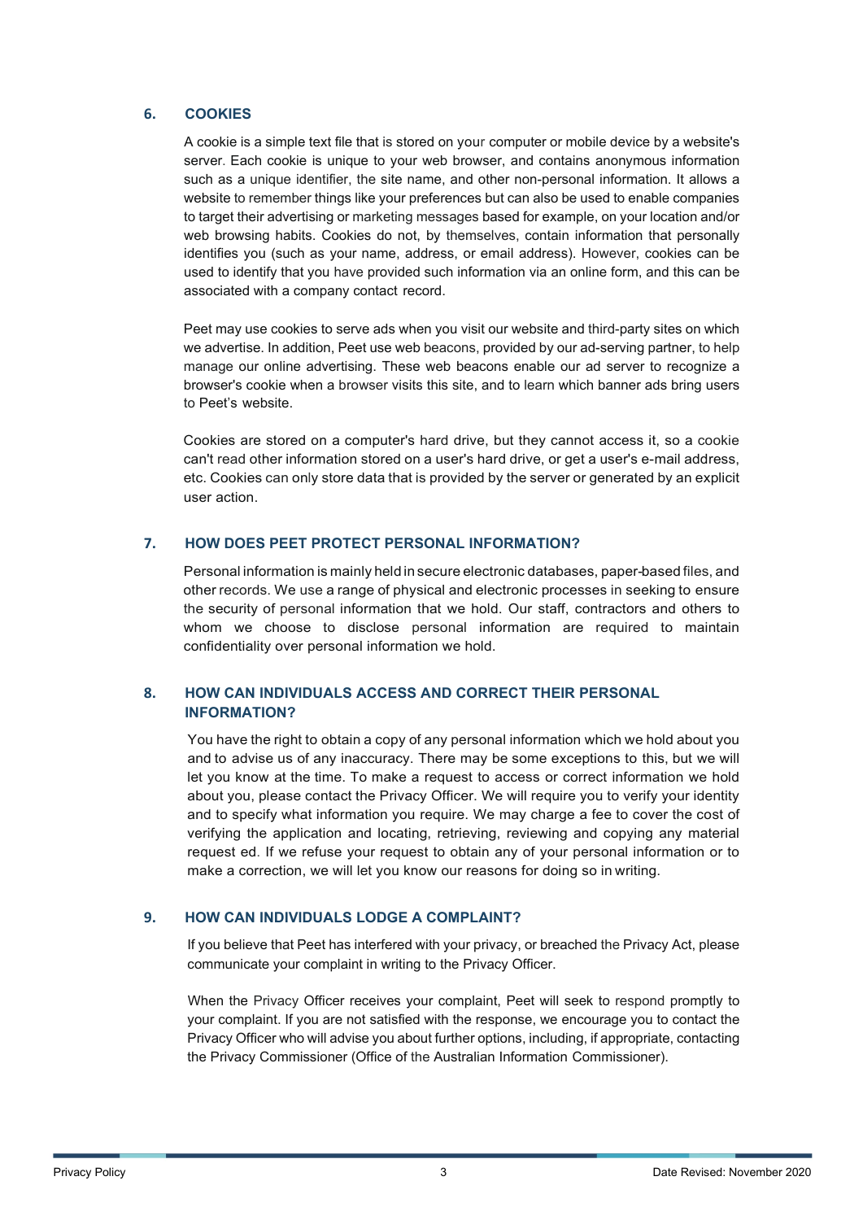## 6. COOKIES

A cookie is a simple text file that is stored on your computer or mobile device by a website's server. Each cookie is unique to your web browser, and contains anonymous information such as a unique identifier, the site name, and other non-personal information. It allows a website to remember things like your preferences but can also be used to enable companies to target their advertising or marketing messages based for example, on your location and/or web browsing habits. Cookies do not, by themselves, contain information that personally identifies you (such as your name, address, or email address). However, cookies can be used to identify that you have provided such information via an online form, and this can be associated with a company contact record.

Peet may use cookies to serve ads when you visit our website and third-party sites on which we advertise. In addition, Peet use web beacons, provided by our ad-serving partner, to help manage our online advertising. These web beacons enable our ad server to recognize a browser's cookie when a browser visits this site, and to learn which banner ads bring users to Peet's website.

Cookies are stored on a computer's hard drive, but they cannot access it, so a cookie can't read other information stored on a user's hard drive, or get a user's e-mail address, etc. Cookies can only store data that is provided by the server or generated by an explicit user action.

## 7. HOW DOES PEET PROTECT PERSONAL INFORMATION?

Personal information is mainly held in secure electronic databases, paper-based files, and other records. We use a range of physical and electronic processes in seeking to ensure the security of personal information that we hold. Our staff, contractors and others to whom we choose to disclose personal information are required to maintain confidentiality over personal information we hold.

## 8. HOW CAN INDIVIDUALS ACCESS AND CORRECT THEIR PERSONAL INFORMATION?

You have the right to obtain a copy of any personal information which we hold about you and to advise us of any inaccuracy. There may be some exceptions to this, but we will let you know at the time. To make a request to access or correct information we hold about you, please contact the Privacy Officer. We will require you to verify your identity and to specify what information you require. We may charge a fee to cover the cost of verifying the application and locating, retrieving, reviewing and copying any material request ed. If we refuse your request to obtain any of your personal information or to make a correction, we will let you know our reasons for doing so in writing.

## 9. HOW CAN INDIVIDUALS LODGE A COMPLAINT?

If you believe that Peet has interfered with your privacy, or breached the Privacy Act, please communicate your complaint in writing to the Privacy Officer.

When the Privacy Officer receives your complaint, Peet will seek to respond promptly to your complaint. If you are not satisfied with the response, we encourage you to contact the Privacy Officer who will advise you about further options, including, if appropriate, contacting the Privacy Commissioner (Office of the Australian Information Commissioner).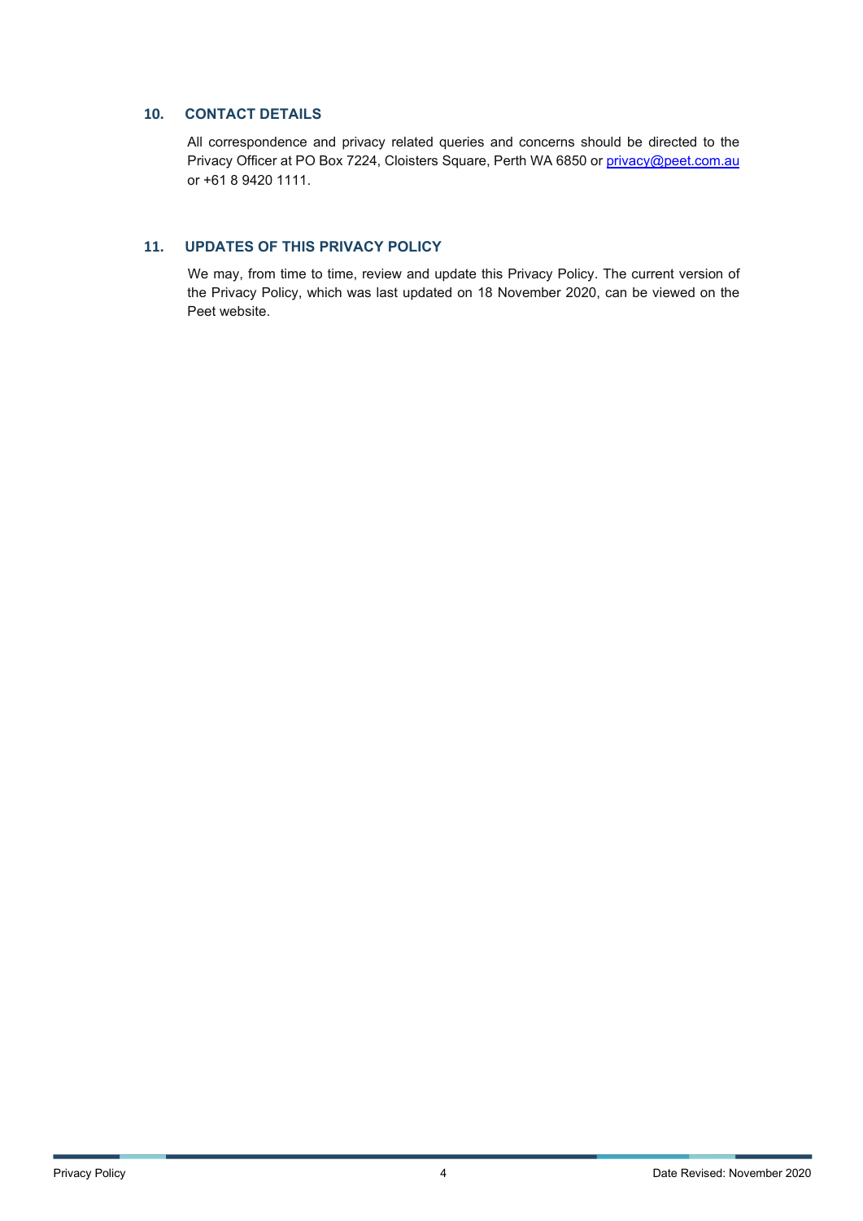## 10. CONTACT DETAILS

All correspondence and privacy related queries and concerns should be directed to the Privacy Officer at PO Box 7224, Cloisters Square, Perth WA 6850 or privacy@peet.com.au or +61 8 9420 1111.

## 11. UPDATES OF THIS PRIVACY POLICY

We may, from time to time, review and update this Privacy Policy. The current version of the Privacy Policy, which was last updated on 18 November 2020, can be viewed on the Peet website.